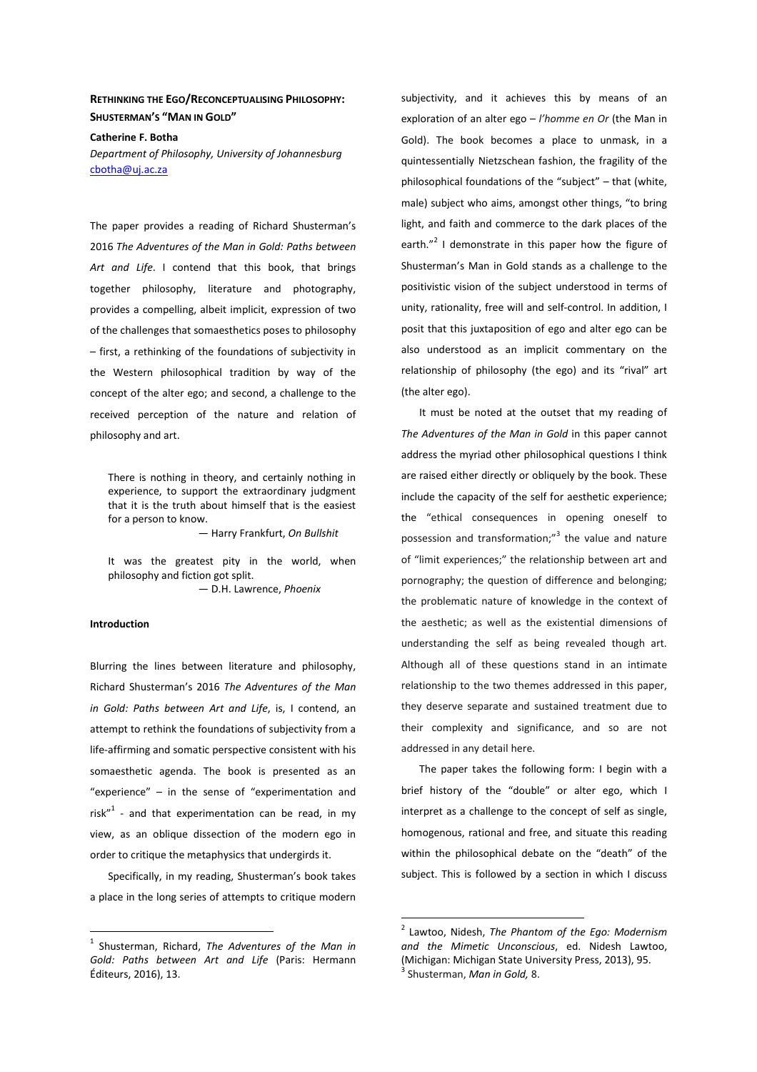# Rethinking the Ego/Reconceptualising Philosophy: Shusterman's "Man in Gold"

**Catherine F. Botha**

*Department of Philosophy, University of Johannesburg*
cbotha@uj.ac.za

The paper provides a reading of Richard Shusterman's 2016 *The Adventures of the Man in Gold: Paths between Art and Life*. I contend that this book, that brings together philosophy, literature and photography, provides a compelling, albeit implicit, expression of two of the challenges that somaesthetics poses to philosophy – first, a rethinking of the foundations of subjectivity in the Western philosophical tradition by way of the concept of the alter ego; and second, a challenge to the received perception of the nature and relation of philosophy and art.

> There is nothing in theory, and certainly nothing in experience, to support the extraordinary judgment that it is the truth about himself that is the easiest for a person to know.
>
> — Harry Frankfurt, *On Bullshit*

> It was the greatest pity in the world, when philosophy and fiction got split.
>
> — D.H. Lawrence, *Phoenix*

## Introduction

Blurring the lines between literature and philosophy, Richard Shusterman's 2016 *The Adventures of the Man in Gold: Paths between Art and Life*, is, I contend, an attempt to rethink the foundations of subjectivity from a life-affirming and somatic perspective consistent with his somaesthetic agenda. The book is presented as an "experience" – in the sense of "experimentation and risk"[1] - and that experimentation can be read, in my view, as an oblique dissection of the modern ego in order to critique the metaphysics that undergirds it.

Specifically, in my reading, Shusterman's book takes a place in the long series of attempts to critique modern subjectivity, and it achieves this by means of an exploration of an alter ego – *l'homme en Or* (the Man in Gold). The book becomes a place to unmask, in a quintessentially Nietzschean fashion, the fragility of the philosophical foundations of the "subject" – that (white, male) subject who aims, amongst other things, "to bring light, and faith and commerce to the dark places of the earth."[2] I demonstrate in this paper how the figure of Shusterman's Man in Gold stands as a challenge to the positivistic vision of the subject understood in terms of unity, rationality, free will and self-control. In addition, I posit that this juxtaposition of ego and alter ego can be also understood as an implicit commentary on the relationship of philosophy (the ego) and its "rival" art (the alter ego).

It must be noted at the outset that my reading of *The Adventures of the Man in Gold* in this paper cannot address the myriad other philosophical questions I think are raised either directly or obliquely by the book. These include the capacity of the self for aesthetic experience; the "ethical consequences in opening oneself to possession and transformation;"[3] the value and nature of "limit experiences;" the relationship between art and pornography; the question of difference and belonging; the problematic nature of knowledge in the context of the aesthetic; as well as the existential dimensions of understanding the self as being revealed though art. Although all of these questions stand in an intimate relationship to the two themes addressed in this paper, they deserve separate and sustained treatment due to their complexity and significance, and so are not addressed in any detail here.

The paper takes the following form: I begin with a brief history of the "double" or alter ego, which I interpret as a challenge to the concept of self as single, homogenous, rational and free, and situate this reading within the philosophical debate on the "death" of the subject. This is followed by a section in which I discuss

---

[1] Shusterman, Richard, *The Adventures of the Man in Gold: Paths between Art and Life* (Paris: Hermann Éditeurs, 2016), 13.

[2] Lawtoo, Nidesh, *The Phantom of the Ego: Modernism and the Mimetic Unconscious*, ed. Nidesh Lawtoo, (Michigan: Michigan State University Press, 2013), 95.

[3] Shusterman, *Man in Gold,* 8.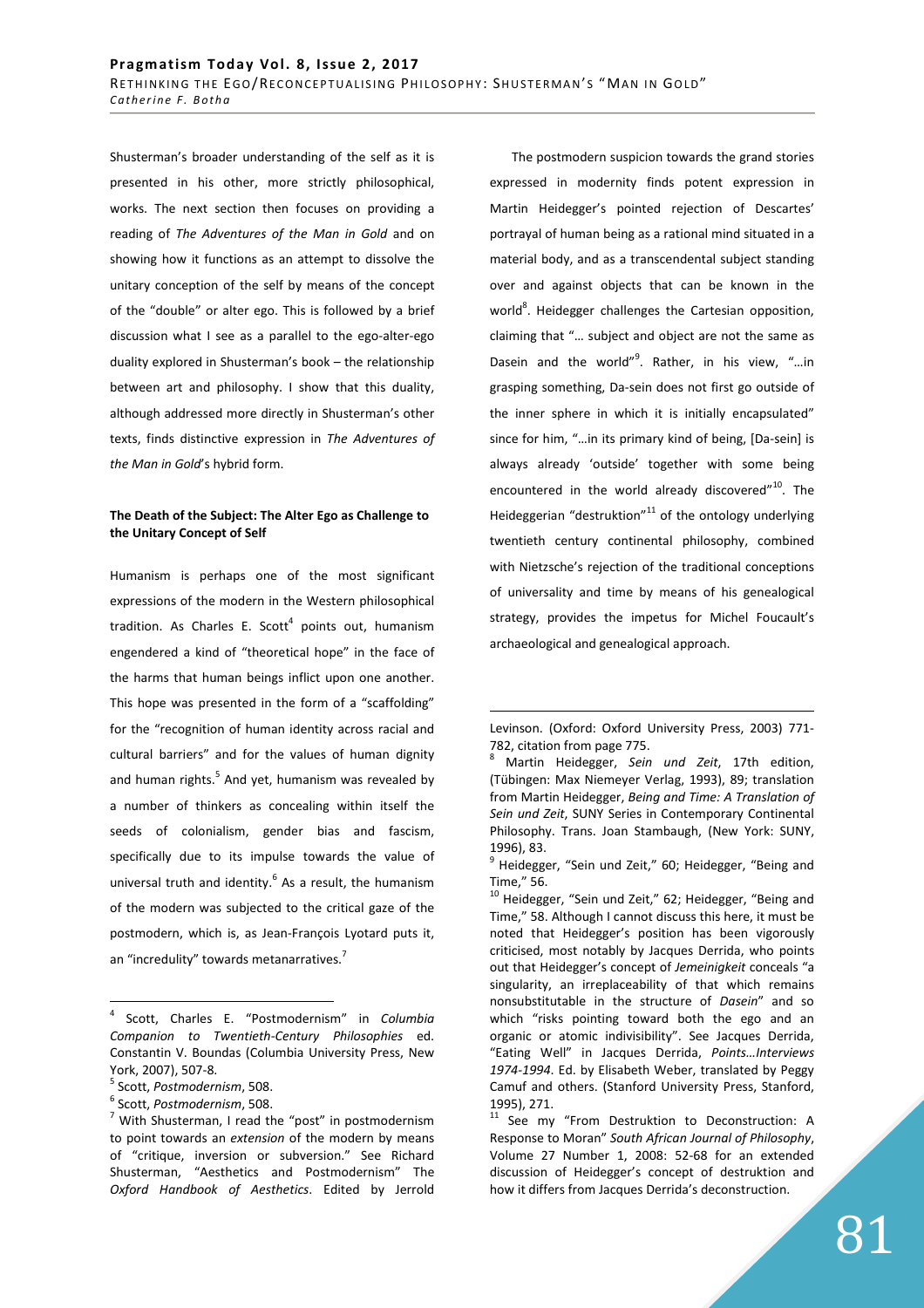Shusterman's broader understanding of the self as it is presented in his other, more strictly philosophical, works. The next section then focuses on providing a reading of *The Adventures of the Man in Gold* and on showing how it functions as an attempt to dissolve the unitary conception of the self by means of the concept of the "double" or alter ego. This is followed by a brief discussion what I see as a parallel to the ego-alter-ego duality explored in Shusterman's book – the relationship between art and philosophy. I show that this duality, although addressed more directly in Shusterman's other texts, finds distinctive expression in *The Adventures of the Man in Gold*'s hybrid form.

**The Death of the Subject: The Alter Ego as Challenge to the Unitary Concept of Self**

Humanism is perhaps one of the most significant expressions of the modern in the Western philosophical tradition. As Charles E. Scott[4] points out, humanism engendered a kind of "theoretical hope" in the face of the harms that human beings inflict upon one another. This hope was presented in the form of a "scaffolding" for the "recognition of human identity across racial and cultural barriers" and for the values of human dignity and human rights.[5] And yet, humanism was revealed by a number of thinkers as concealing within itself the seeds of colonialism, gender bias and fascism, specifically due to its impulse towards the value of universal truth and identity.[6] As a result, the humanism of the modern was subjected to the critical gaze of the postmodern, which is, as Jean-François Lyotard puts it, an "incredulity" towards metanarratives.[7]

The postmodern suspicion towards the grand stories expressed in modernity finds potent expression in Martin Heidegger's pointed rejection of Descartes' portrayal of human being as a rational mind situated in a material body, and as a transcendental subject standing over and against objects that can be known in the world[8]. Heidegger challenges the Cartesian opposition, claiming that "… subject and object are not the same as Dasein and the world"[9]. Rather, in his view, "…in grasping something, Da-sein does not first go outside of the inner sphere in which it is initially encapsulated" since for him, "…in its primary kind of being, [Da-sein] is always already 'outside' together with some being encountered in the world already discovered"[10]. The Heideggerian "destruktion"[11] of the ontology underlying twentieth century continental philosophy, combined with Nietzsche's rejection of the traditional conceptions of universality and time by means of his genealogical strategy, provides the impetus for Michel Foucault's archaeological and genealogical approach.

---

[4] Scott, Charles E. "Postmodernism" in *Columbia Companion to Twentieth-Century Philosophies* ed. Constantin V. Boundas (Columbia University Press, New York, 2007), 507-8.

[5] Scott, *Postmodernism*, 508.

[6] Scott, *Postmodernism*, 508.

[7] With Shusterman, I read the "post" in postmodernism to point towards an *extension* of the modern by means of "critique, inversion or subversion." See Richard Shusterman, "Aesthetics and Postmodernism" The *Oxford Handbook of Aesthetics*. Edited by Jerrold Levinson. (Oxford: Oxford University Press, 2003) 771-782, citation from page 775.

[8] Martin Heidegger, *Sein und Zeit*, 17th edition, (Tübingen: Max Niemeyer Verlag, 1993), 89; translation from Martin Heidegger, *Being and Time: A Translation of Sein und Zeit*, SUNY Series in Contemporary Continental Philosophy. Trans. Joan Stambaugh, (New York: SUNY, 1996), 83.

[9] Heidegger, "Sein und Zeit," 60; Heidegger, "Being and Time," 56.

[10] Heidegger, "Sein und Zeit," 62; Heidegger, "Being and Time," 58. Although I cannot discuss this here, it must be noted that Heidegger's position has been vigorously criticised, most notably by Jacques Derrida, who points out that Heidegger's concept of *Jemeinigkeit* conceals "a singularity, an irreplaceability of that which remains nonsubstitutable in the structure of *Dasein*" and so which "risks pointing toward both the ego and an organic or atomic indivisibility". See Jacques Derrida, "Eating Well" in Jacques Derrida, *Points…Interviews 1974-1994*. Ed. by Elisabeth Weber, translated by Peggy Camuf and others. (Stanford University Press, Stanford, 1995), 271.

[11] See my "From Destruktion to Deconstruction: A Response to Moran" *South African Journal of Philosophy*, Volume 27 Number 1, 2008: 52-68 for an extended discussion of Heidegger's concept of destruktion and how it differs from Jacques Derrida's deconstruction.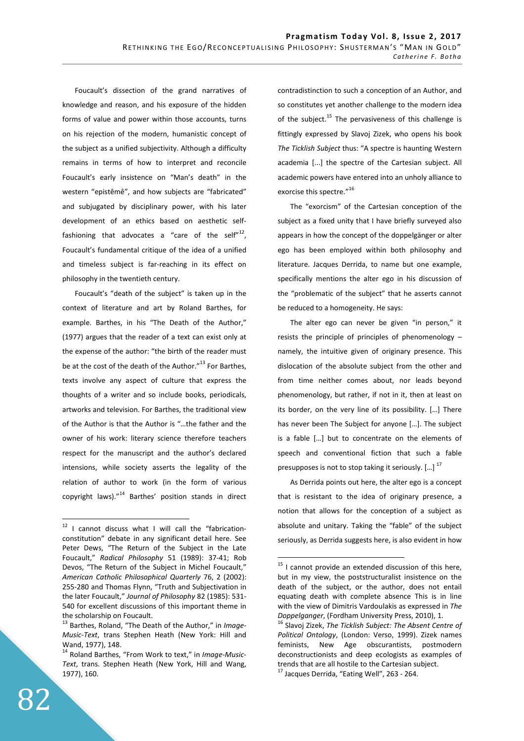Foucault's dissection of the grand narratives of knowledge and reason, and his exposure of the hidden forms of value and power within those accounts, turns on his rejection of the modern, humanistic concept of the subject as a unified subjectivity. Although a difficulty remains in terms of how to interpret and reconcile Foucault's early insistence on "Man's death" in the western "epistêmê", and how subjects are "fabricated" and subjugated by disciplinary power, with his later development of an ethics based on aesthetic self-fashioning that advocates a "care of the self"[12], Foucault's fundamental critique of the idea of a unified and timeless subject is far-reaching in its effect on philosophy in the twentieth century.

Foucault's "death of the subject" is taken up in the context of literature and art by Roland Barthes, for example. Barthes, in his "The Death of the Author," (1977) argues that the reader of a text can exist only at the expense of the author: "the birth of the reader must be at the cost of the death of the Author."[13] For Barthes, texts involve any aspect of culture that express the thoughts of a writer and so include books, periodicals, artworks and television. For Barthes, the traditional view of the Author is that the Author is "…the father and the owner of his work: literary science therefore teachers respect for the manuscript and the author's declared intensions, while society asserts the legality of the relation of author to work (in the form of various copyright laws)."[14] Barthes' position stands in direct contradistinction to such a conception of an Author, and so constitutes yet another challenge to the modern idea of the subject.[15] The pervasiveness of this challenge is fittingly expressed by Slavoj Zizek, who opens his book *The Ticklish Subject* thus: "A spectre is haunting Western academia [...] the spectre of the Cartesian subject. All academic powers have entered into an unholy alliance to exorcise this spectre."[16]

The "exorcism" of the Cartesian conception of the subject as a fixed unity that I have briefly surveyed also appears in how the concept of the doppelgänger or alter ego has been employed within both philosophy and literature. Jacques Derrida, to name but one example, specifically mentions the alter ego in his discussion of the "problematic of the subject" that he asserts cannot be reduced to a homogeneity. He says:

> The alter ego can never be given "in person," it resists the principle of principles of phenomenology – namely, the intuitive given of originary presence. This dislocation of the absolute subject from the other and from time neither comes about, nor leads beyond phenomenology, but rather, if not in it, then at least on its border, on the very line of its possibility. […] There has never been The Subject for anyone […]. The subject is a fable […] but to concentrate on the elements of speech and conventional fiction that such a fable presupposes is not to stop taking it seriously. […] [17]

As Derrida points out here, the alter ego is a concept that is resistant to the idea of originary presence, a notion that allows for the conception of a subject as absolute and unitary. Taking the "fable" of the subject seriously, as Derrida suggests here, is also evident in how

---

[12] I cannot discuss what I will call the "fabrication-constitution" debate in any significant detail here. See Peter Dews, "The Return of the Subject in the Late Foucault," *Radical Philosophy* 51 (1989): 37-41; Rob Devos, "The Return of the Subject in Michel Foucault," *American Catholic Philosophical Quarterly* 76, 2 (2002): 255-280 and Thomas Flynn, "Truth and Subjectivation in the later Foucault," *Journal of Philosophy* 82 (1985): 531-540 for excellent discussions of this important theme in the scholarship on Foucault.

[13] Barthes, Roland, "The Death of the Author," in *Image-Music-Text*, trans Stephen Heath (New York: Hill and Wand, 1977), 148.

[14] Roland Barthes, "From Work to text," in *Image-Music-Text*, trans. Stephen Heath (New York, Hill and Wang, 1977), 160.

[15] I cannot provide an extended discussion of this here, but in my view, the poststructuralist insistence on the death of the subject, or the author, does not entail equating death with complete absence This is in line with the view of Dimitris Vardoulakis as expressed in *The Doppelganger*, (Fordham University Press, 2010), 1.

[16] Slavoj Zizek, *The Ticklish Subject: The Absent Centre of Political Ontology*, (London: Verso, 1999). Zizek names feminists, New Age obscurantists, postmodern deconstructionists and deep ecologists as examples of trends that are all hostile to the Cartesian subject.

[17] Jacques Derrida, "Eating Well", 263 - 264.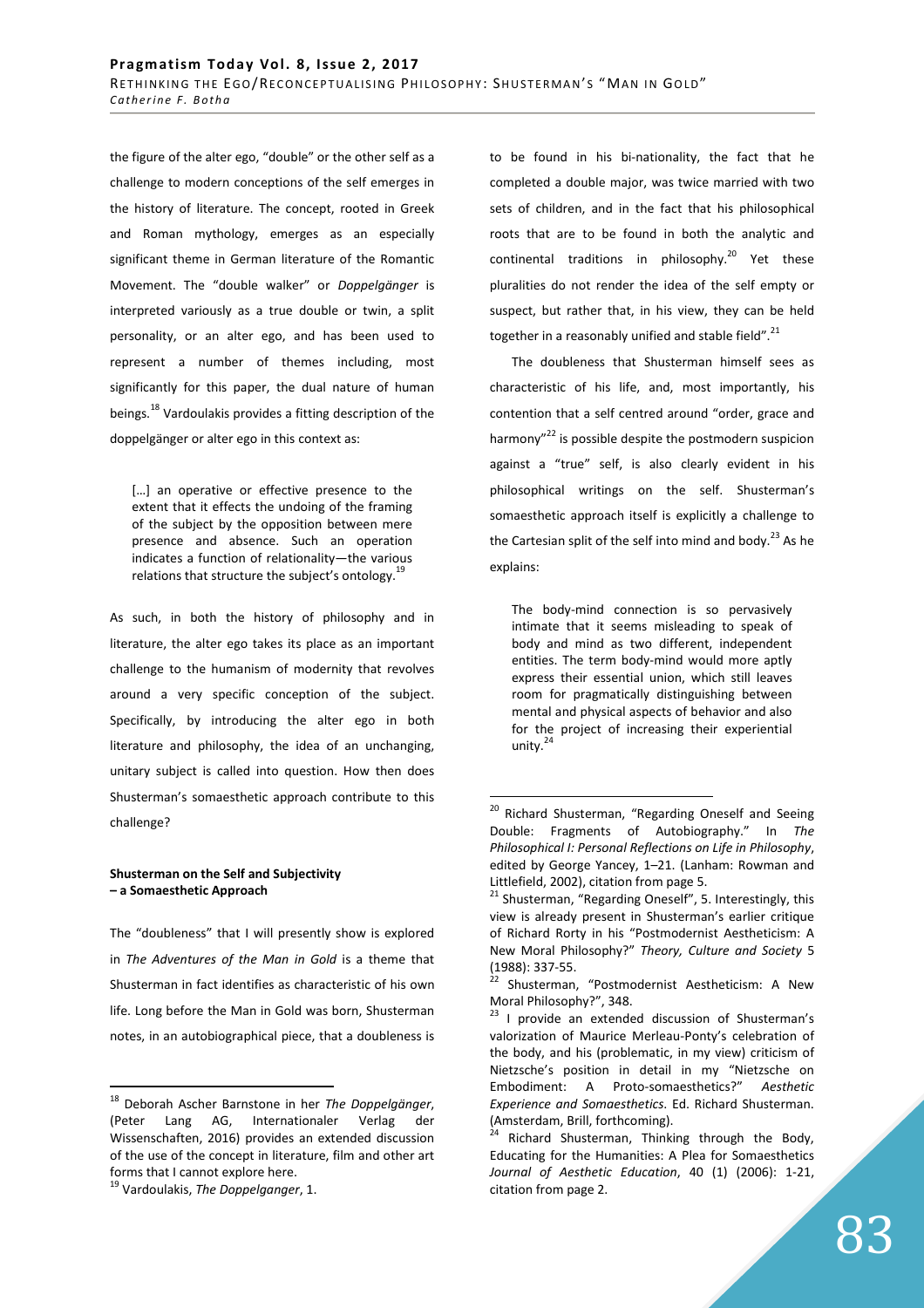the figure of the alter ego, "double" or the other self as a challenge to modern conceptions of the self emerges in the history of literature. The concept, rooted in Greek and Roman mythology, emerges as an especially significant theme in German literature of the Romantic Movement. The "double walker" or *Doppelgänger* is interpreted variously as a true double or twin, a split personality, or an alter ego, and has been used to represent a number of themes including, most significantly for this paper, the dual nature of human beings.[18] Vardoulakis provides a fitting description of the doppelgänger or alter ego in this context as:

> […] an operative or effective presence to the extent that it effects the undoing of the framing of the subject by the opposition between mere presence and absence. Such an operation indicates a function of relationality—the various relations that structure the subject's ontology.[19]

As such, in both the history of philosophy and in literature, the alter ego takes its place as an important challenge to the humanism of modernity that revolves around a very specific conception of the subject. Specifically, by introducing the alter ego in both literature and philosophy, the idea of an unchanging, unitary subject is called into question. How then does Shusterman's somaesthetic approach contribute to this challenge?

**Shusterman on the Self and Subjectivity – a Somaesthetic Approach**

The "doubleness" that I will presently show is explored in *The Adventures of the Man in Gold* is a theme that Shusterman in fact identifies as characteristic of his own life. Long before the Man in Gold was born, Shusterman notes, in an autobiographical piece, that a doubleness is to be found in his bi-nationality, the fact that he completed a double major, was twice married with two sets of children, and in the fact that his philosophical roots that are to be found in both the analytic and continental traditions in philosophy.[20] Yet these pluralities do not render the idea of the self empty or suspect, but rather that, in his view, they can be held together in a reasonably unified and stable field".[21]

The doubleness that Shusterman himself sees as characteristic of his life, and, most importantly, his contention that a self centred around "order, grace and harmony"[22] is possible despite the postmodern suspicion against a "true" self, is also clearly evident in his philosophical writings on the self. Shusterman's somaesthetic approach itself is explicitly a challenge to the Cartesian split of the self into mind and body.[23] As he explains:

> The body-mind connection is so pervasively intimate that it seems misleading to speak of body and mind as two different, independent entities. The term body-mind would more aptly express their essential union, which still leaves room for pragmatically distinguishing between mental and physical aspects of behavior and also for the project of increasing their experiential unity.[24]

---

[18] Deborah Ascher Barnstone in her *The Doppelgänger*, (Peter Lang AG, Internationaler Verlag der Wissenschaften, 2016) provides an extended discussion of the use of the concept in literature, film and other art forms that I cannot explore here.

[19] Vardoulakis, *The Doppelganger*, 1.

[20] Richard Shusterman, "Regarding Oneself and Seeing Double: Fragments of Autobiography." In *The Philosophical I: Personal Reflections on Life in Philosophy*, edited by George Yancey, 1–21. (Lanham: Rowman and Littlefield, 2002), citation from page 5.

[21] Shusterman, "Regarding Oneself", 5. Interestingly, this view is already present in Shusterman's earlier critique of Richard Rorty in his "Postmodernist Aestheticism: A New Moral Philosophy?" *Theory, Culture and Society* 5 (1988): 337-55.

[22] Shusterman, "Postmodernist Aestheticism: A New Moral Philosophy?", 348.

[23] I provide an extended discussion of Shusterman's valorization of Maurice Merleau-Ponty's celebration of the body, and his (problematic, in my view) criticism of Nietzsche's position in detail in my "Nietzsche on Embodiment: A Proto-somaesthetics?" *Aesthetic Experience and Somaesthetics*. Ed. Richard Shusterman. (Amsterdam, Brill, forthcoming).

[24] Richard Shusterman, Thinking through the Body, Educating for the Humanities: A Plea for Somaesthetics *Journal of Aesthetic Education*, 40 (1) (2006): 1-21, citation from page 2.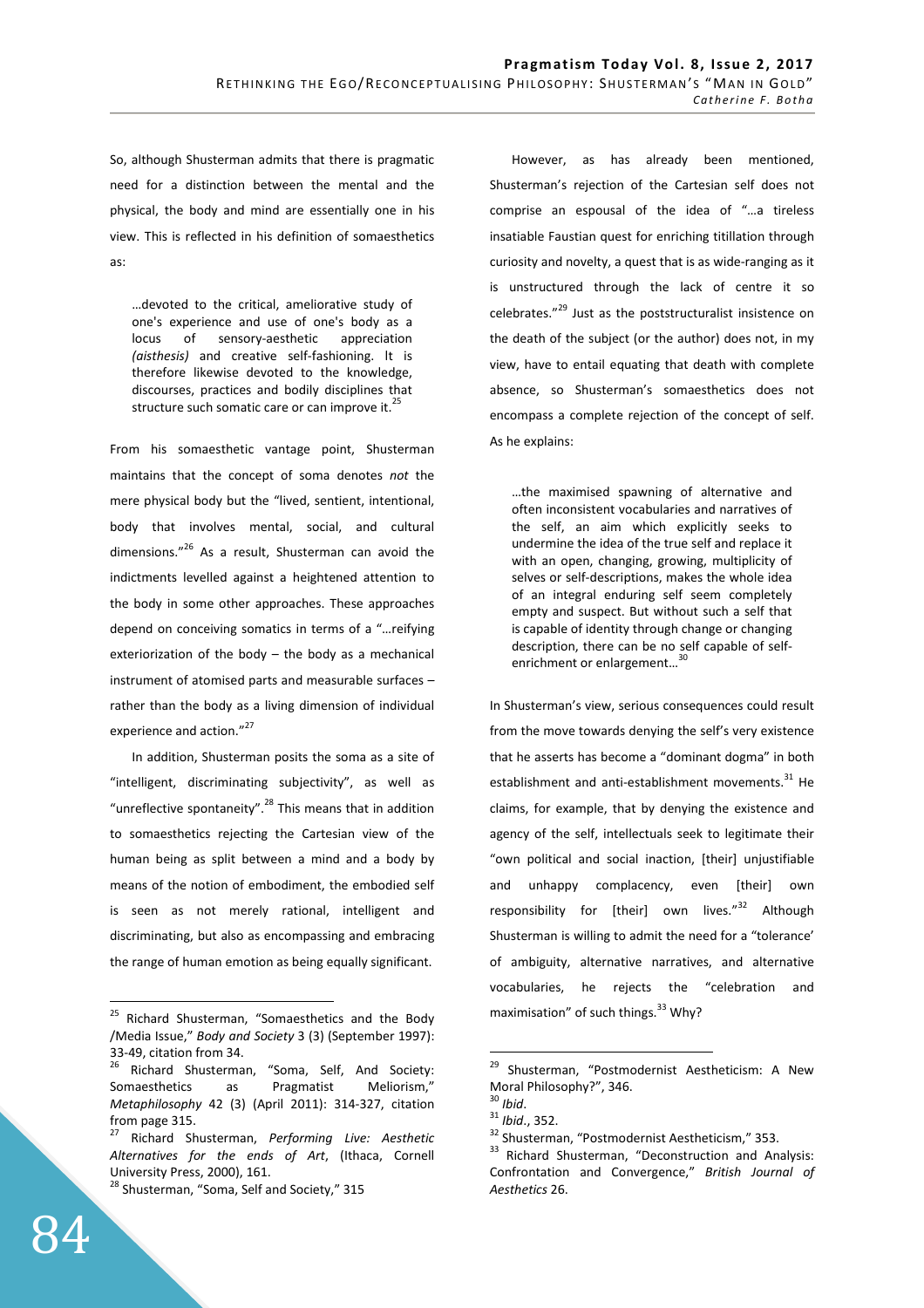So, although Shusterman admits that there is pragmatic need for a distinction between the mental and the physical, the body and mind are essentially one in his view. This is reflected in his definition of somaesthetics as:

> …devoted to the critical, ameliorative study of one's experience and use of one's body as a locus of sensory-aesthetic appreciation *(aisthesis)* and creative self-fashioning. It is therefore likewise devoted to the knowledge, discourses, practices and bodily disciplines that structure such somatic care or can improve it.[25]

From his somaesthetic vantage point, Shusterman maintains that the concept of soma denotes *not* the mere physical body but the "lived, sentient, intentional, body that involves mental, social, and cultural dimensions."[26] As a result, Shusterman can avoid the indictments levelled against a heightened attention to the body in some other approaches. These approaches depend on conceiving somatics in terms of a "…reifying exteriorization of the body – the body as a mechanical instrument of atomised parts and measurable surfaces – rather than the body as a living dimension of individual experience and action."[27]

In addition, Shusterman posits the soma as a site of "intelligent, discriminating subjectivity", as well as "unreflective spontaneity".[28] This means that in addition to somaesthetics rejecting the Cartesian view of the human being as split between a mind and a body by means of the notion of embodiment, the embodied self is seen as not merely rational, intelligent and discriminating, but also as encompassing and embracing the range of human emotion as being equally significant.

However, as has already been mentioned, Shusterman's rejection of the Cartesian self does not comprise an espousal of the idea of "…a tireless insatiable Faustian quest for enriching titillation through curiosity and novelty, a quest that is as wide-ranging as it is unstructured through the lack of centre it so celebrates."[29] Just as the poststructuralist insistence on the death of the subject (or the author) does not, in my view, have to entail equating that death with complete absence, so Shusterman's somaesthetics does not encompass a complete rejection of the concept of self. As he explains:

> …the maximised spawning of alternative and often inconsistent vocabularies and narratives of the self, an aim which explicitly seeks to undermine the idea of the true self and replace it with an open, changing, growing, multiplicity of selves or self-descriptions, makes the whole idea of an integral enduring self seem completely empty and suspect. But without such a self that is capable of identity through change or changing description, there can be no self capable of self-enrichment or enlargement…[30]

In Shusterman's view, serious consequences could result from the move towards denying the self's very existence that he asserts has become a "dominant dogma" in both establishment and anti-establishment movements.[31] He claims, for example, that by denying the existence and agency of the self, intellectuals seek to legitimate their "own political and social inaction, [their] unjustifiable and unhappy complacency, even [their] own responsibility for [their] own lives."[32] Although Shusterman is willing to admit the need for a "tolerance' of ambiguity, alternative narratives, and alternative vocabularies, he rejects the "celebration and maximisation" of such things.[33] Why?

---

[25] Richard Shusterman, "Somaesthetics and the Body /Media Issue," *Body and Society* 3 (3) (September 1997): 33-49, citation from 34.

[26] Richard Shusterman, "Soma, Self, And Society: Somaesthetics as Pragmatist Meliorism," *Metaphilosophy* 42 (3) (April 2011): 314-327, citation from page 315.

[27] Richard Shusterman, *Performing Live: Aesthetic Alternatives for the ends of Art*, (Ithaca, Cornell University Press, 2000), 161.

[28] Shusterman, "Soma, Self and Society," 315

[29] Shusterman, "Postmodernist Aestheticism: A New Moral Philosophy?", 346.

[30] *Ibid*.

[31] *Ibid*., 352.

[32] Shusterman, "Postmodernist Aestheticism," 353.

[33] Richard Shusterman, "Deconstruction and Analysis: Confrontation and Convergence," *British Journal of Aesthetics* 26.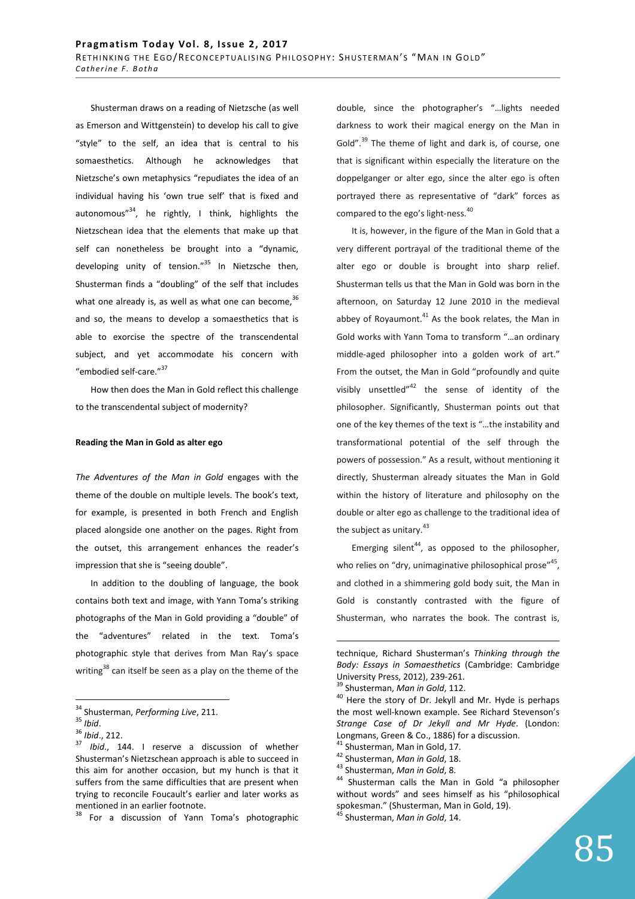Shusterman draws on a reading of Nietzsche (as well as Emerson and Wittgenstein) to develop his call to give "style" to the self, an idea that is central to his somaesthetics. Although he acknowledges that Nietzsche's own metaphysics "repudiates the idea of an individual having his 'own true self' that is fixed and autonomous"[34], he rightly, I think, highlights the Nietzschean idea that the elements that make up that self can nonetheless be brought into a "dynamic, developing unity of tension."[35] In Nietzsche then, Shusterman finds a "doubling" of the self that includes what one already is, as well as what one can become,[36] and so, the means to develop a somaesthetics that is able to exorcise the spectre of the transcendental subject, and yet accommodate his concern with "embodied self-care."[37]

How then does the Man in Gold reflect this challenge to the transcendental subject of modernity?

**Reading the Man in Gold as alter ego**

*The Adventures of the Man in Gold* engages with the theme of the double on multiple levels. The book's text, for example, is presented in both French and English placed alongside one another on the pages. Right from the outset, this arrangement enhances the reader's impression that she is "seeing double".

In addition to the doubling of language, the book contains both text and image, with Yann Toma's striking photographs of the Man in Gold providing a "double" of the "adventures" related in the text. Toma's photographic style that derives from Man Ray's space writing[38] can itself be seen as a play on the theme of the double, since the photographer's "…lights needed darkness to work their magical energy on the Man in Gold".[39] The theme of light and dark is, of course, one that is significant within especially the literature on the doppelganger or alter ego, since the alter ego is often portrayed there as representative of "dark" forces as compared to the ego's light-ness.[40]

It is, however, in the figure of the Man in Gold that a very different portrayal of the traditional theme of the alter ego or double is brought into sharp relief. Shusterman tells us that the Man in Gold was born in the afternoon, on Saturday 12 June 2010 in the medieval abbey of Royaumont.[41] As the book relates, the Man in Gold works with Yann Toma to transform "…an ordinary middle-aged philosopher into a golden work of art." From the outset, the Man in Gold "profoundly and quite visibly unsettled"[42] the sense of identity of the philosopher. Significantly, Shusterman points out that one of the key themes of the text is "…the instability and transformational potential of the self through the powers of possession." As a result, without mentioning it directly, Shusterman already situates the Man in Gold within the history of literature and philosophy on the double or alter ego as challenge to the traditional idea of the subject as unitary.[43]

Emerging silent[44], as opposed to the philosopher, who relies on "dry, unimaginative philosophical prose"[45], and clothed in a shimmering gold body suit, the Man in Gold is constantly contrasted with the figure of Shusterman, who narrates the book. The contrast is,

---

[34] Shusterman, *Performing Live*, 211.

[35] *Ibid*.

[36] *Ibid*., 212.

[37] *Ibid*., 144. I reserve a discussion of whether Shusterman's Nietzschean approach is able to succeed in this aim for another occasion, but my hunch is that it suffers from the same difficulties that are present when trying to reconcile Foucault's earlier and later works as mentioned in an earlier footnote.

[38] For a discussion of Yann Toma's photographic technique, Richard Shusterman's *Thinking through the Body: Essays in Somaesthetics* (Cambridge: Cambridge University Press, 2012), 239-261.

[39] Shusterman, *Man in Gold*, 112.

[40] Here the story of Dr. Jekyll and Mr. Hyde is perhaps the most well-known example. See Richard Stevenson's *Strange Case of Dr Jekyll and Mr Hyde*. (London: Longmans, Green & Co., 1886) for a discussion.

[41] Shusterman, Man in Gold, 17.

[42] Shusterman, *Man in Gold*, 18.

[43] Shusterman, *Man in Gold*, 8.

[44] Shusterman calls the Man in Gold "a philosopher without words" and sees himself as his "philosophical spokesman." (Shusterman, Man in Gold, 19).

[45] Shusterman, *Man in Gold*, 14.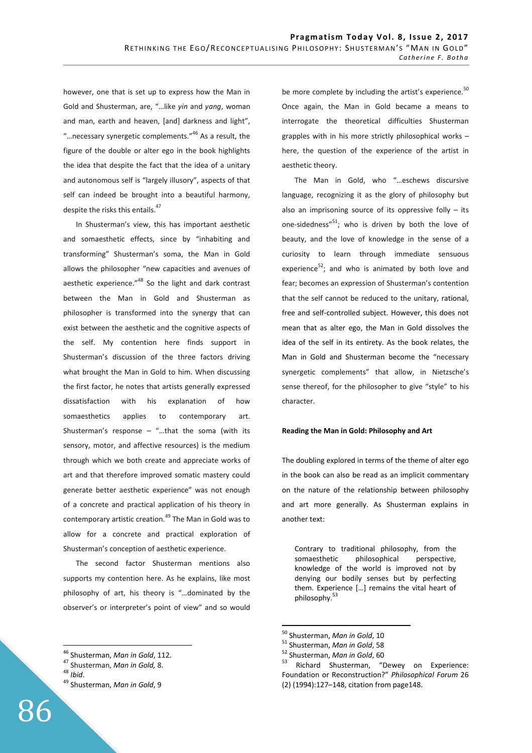however, one that is set up to express how the Man in Gold and Shusterman, are, "…like *yin* and *yang*, woman and man, earth and heaven, [and] darkness and light", "…necessary synergetic complements."[46] As a result, the figure of the double or alter ego in the book highlights the idea that despite the fact that the idea of a unitary and autonomous self is "largely illusory", aspects of that self can indeed be brought into a beautiful harmony, despite the risks this entails.[47]

In Shusterman's view, this has important aesthetic and somaesthetic effects, since by "inhabiting and transforming" Shusterman's soma, the Man in Gold allows the philosopher "new capacities and avenues of aesthetic experience."[48] So the light and dark contrast between the Man in Gold and Shusterman as philosopher is transformed into the synergy that can exist between the aesthetic and the cognitive aspects of the self. My contention here finds support in Shusterman's discussion of the three factors driving what brought the Man in Gold to him. When discussing the first factor, he notes that artists generally expressed dissatisfaction with his explanation of how somaesthetics applies to contemporary art. Shusterman's response – "…that the soma (with its sensory, motor, and affective resources) is the medium through which we both create and appreciate works of art and that therefore improved somatic mastery could generate better aesthetic experience" was not enough of a concrete and practical application of his theory in contemporary artistic creation.[49] The Man in Gold was to allow for a concrete and practical exploration of Shusterman's conception of aesthetic experience.

The second factor Shusterman mentions also supports my contention here. As he explains, like most philosophy of art, his theory is "…dominated by the observer's or interpreter's point of view" and so would be more complete by including the artist's experience.[50] Once again, the Man in Gold became a means to interrogate the theoretical difficulties Shusterman grapples with in his more strictly philosophical works – here, the question of the experience of the artist in aesthetic theory.

The Man in Gold, who "…eschews discursive language, recognizing it as the glory of philosophy but also an imprisoning source of its oppressive folly – its one-sidedness"[51]; who is driven by both the love of beauty, and the love of knowledge in the sense of a curiosity to learn through immediate sensuous experience[52]; and who is animated by both love and fear; becomes an expression of Shusterman's contention that the self cannot be reduced to the unitary, rational, free and self-controlled subject. However, this does not mean that as alter ego, the Man in Gold dissolves the idea of the self in its entirety. As the book relates, the Man in Gold and Shusterman become the "necessary synergetic complements" that allow, in Nietzsche's sense thereof, for the philosopher to give "style" to his character.

**Reading the Man in Gold: Philosophy and Art**

The doubling explored in terms of the theme of alter ego in the book can also be read as an implicit commentary on the nature of the relationship between philosophy and art more generally. As Shusterman explains in another text:

> Contrary to traditional philosophy, from the somaesthetic philosophical perspective, knowledge of the world is improved not by denying our bodily senses but by perfecting them. Experience […] remains the vital heart of philosophy.[53]

---

[46] Shusterman, *Man in Gold*, 112.
[47] Shusterman, *Man in Gold,* 8.
[48] *Ibid*.
[49] Shusterman, *Man in Gold*, 9
[50] Shusterman, *Man in Gold*, 10
[51] Shusterman, *Man in Gold*, 58
[52] Shusterman, *Man in Gold*, 60
[53] Richard Shusterman, "Dewey on Experience: Foundation or Reconstruction?" *Philosophical Forum* 26 (2) (1994):127–148, citation from page148.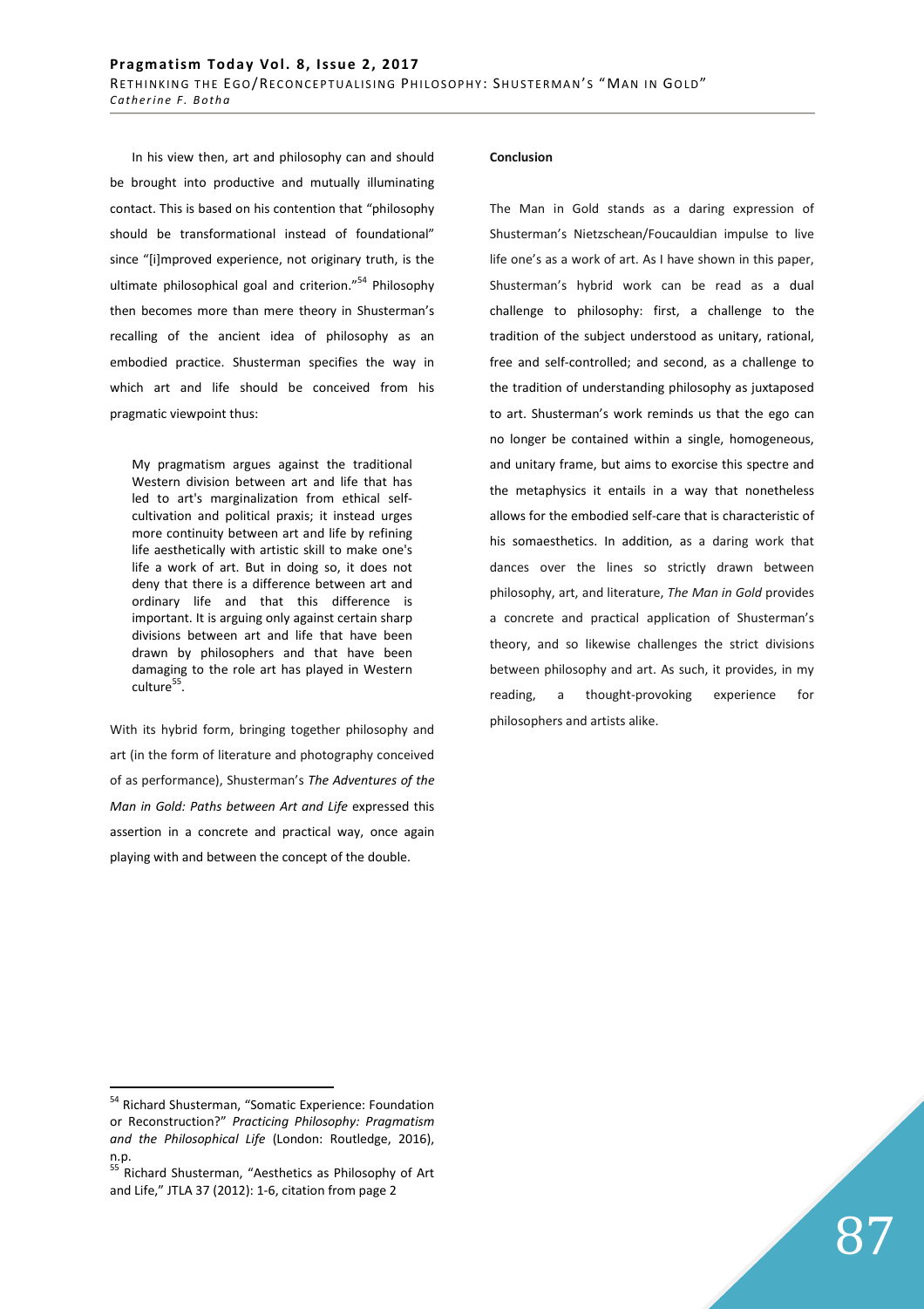In his view then, art and philosophy can and should be brought into productive and mutually illuminating contact. This is based on his contention that "philosophy should be transformational instead of foundational" since "[i]mproved experience, not originary truth, is the ultimate philosophical goal and criterion."[54] Philosophy then becomes more than mere theory in Shusterman's recalling of the ancient idea of philosophy as an embodied practice. Shusterman specifies the way in which art and life should be conceived from his pragmatic viewpoint thus:

> My pragmatism argues against the traditional Western division between art and life that has led to art's marginalization from ethical self-cultivation and political praxis; it instead urges more continuity between art and life by refining life aesthetically with artistic skill to make one's life a work of art. But in doing so, it does not deny that there is a difference between art and ordinary life and that this difference is important. It is arguing only against certain sharp divisions between art and life that have been drawn by philosophers and that have been damaging to the role art has played in Western culture[55].

With its hybrid form, bringing together philosophy and art (in the form of literature and photography conceived of as performance), Shusterman's *The Adventures of the Man in Gold: Paths between Art and Life* expressed this assertion in a concrete and practical way, once again playing with and between the concept of the double.

**Conclusion**

The Man in Gold stands as a daring expression of Shusterman's Nietzschean/Foucauldian impulse to live life one's as a work of art. As I have shown in this paper, Shusterman's hybrid work can be read as a dual challenge to philosophy: first, a challenge to the tradition of the subject understood as unitary, rational, free and self-controlled; and second, as a challenge to the tradition of understanding philosophy as juxtaposed to art. Shusterman's work reminds us that the ego can no longer be contained within a single, homogeneous, and unitary frame, but aims to exorcise this spectre and the metaphysics it entails in a way that nonetheless allows for the embodied self-care that is characteristic of his somaesthetics. In addition, as a daring work that dances over the lines so strictly drawn between philosophy, art, and literature, *The Man in Gold* provides a concrete and practical application of Shusterman's theory, and so likewise challenges the strict divisions between philosophy and art. As such, it provides, in my reading, a thought-provoking experience for philosophers and artists alike.

---

[54] Richard Shusterman, "Somatic Experience: Foundation or Reconstruction?" *Practicing Philosophy: Pragmatism and the Philosophical Life* (London: Routledge, 2016), n.p.

[55] Richard Shusterman, "Aesthetics as Philosophy of Art and Life," JTLA 37 (2012): 1-6, citation from page 2